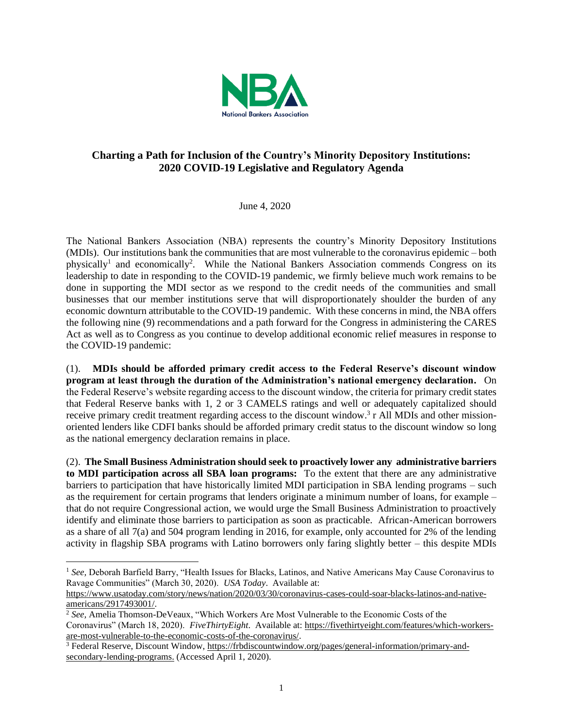NBA

National Bankers Association

## Charting a Path for Inclusion of the Country's Minority Depository Institutions: 2020 COVID-19 Legislative and Regulatory Agenda

June 4, 2020

The National Bankers Association (NBA) represents the country's Minority Depository Institutions (MDIs). Our institutions bank the communities that are most vulnerable to the coronavirus epidemic – both physically[1] and economically[2]. While the National Bankers Association commends Congress on its leadership to date in responding to the COVID-19 pandemic, we firmly believe much work remains to be done in supporting the MDI sector as we respond to the credit needs of the communities and small businesses that our member institutions serve that will disproportionately shoulder the burden of any economic downturn attributable to the COVID-19 pandemic. With these concerns in mind, the NBA offers the following nine (9) recommendations and a path forward for the Congress in administering the CARES Act as well as to Congress as you continue to develop additional economic relief measures in response to the COVID-19 pandemic:

(1). **MDIs should be afforded primary credit access to the Federal Reserve's discount window program at least through the duration of the Administration's national emergency declaration.** On the Federal Reserve's website regarding access to the discount window, the criteria for primary credit states that Federal Reserve banks with 1, 2 or 3 CAMELS ratings and well or adequately capitalized should receive primary credit treatment regarding access to the discount window.[3] r All MDIs and other mission-oriented lenders like CDFI banks should be afforded primary credit status to the discount window so long as the national emergency declaration remains in place.

(2). **The Small Business Administration should seek to proactively lower any administrative barriers to MDI participation across all SBA loan programs:** To the extent that there are any administrative barriers to participation that have historically limited MDI participation in SBA lending programs – such as the requirement for certain programs that lenders originate a minimum number of loans, for example – that do not require Congressional action, we would urge the Small Business Administration to proactively identify and eliminate those barriers to participation as soon as practicable. African-American borrowers as a share of all 7(a) and 504 program lending in 2016, for example, only accounted for 2% of the lending activity in flagship SBA programs with Latino borrowers only faring slightly better – this despite MDIs

---

[1] *See,* Deborah Barfield Barry, "Health Issues for Blacks, Latinos, and Native Americans May Cause Coronavirus to Ravage Communities" (March 30, 2020). *USA Today*. Available at: https://www.usatoday.com/story/news/nation/2020/03/30/coronavirus-cases-could-soar-blacks-latinos-and-native-americans/2917493001/.

[2] *See,* Amelia Thomson-DeVeaux, "Which Workers Are Most Vulnerable to the Economic Costs of the Coronavirus" (March 18, 2020). *FiveThirtyEight*. Available at: https://fivethirtyeight.com/features/which-workers-are-most-vulnerable-to-the-economic-costs-of-the-coronavirus/.

[3] Federal Reserve, Discount Window, https://frbdiscountwindow.org/pages/general-information/primary-and-secondary-lending-programs. (Accessed April 1, 2020).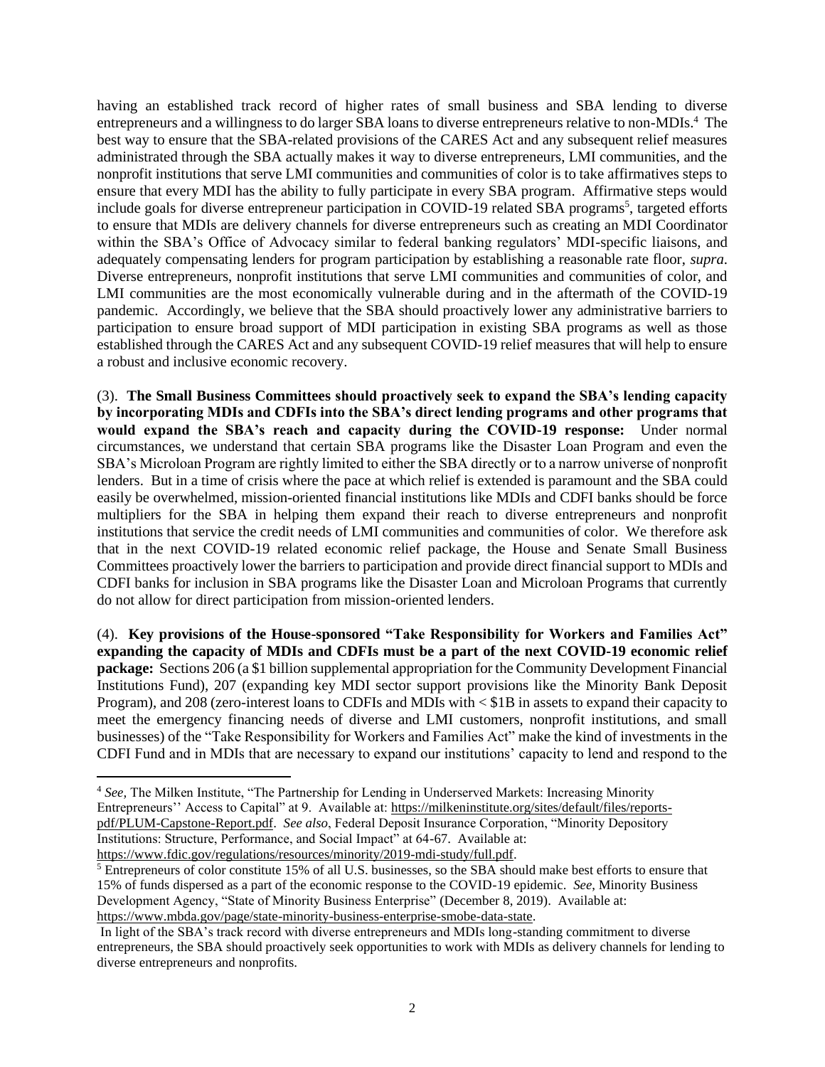having an established track record of higher rates of small business and SBA lending to diverse entrepreneurs and a willingness to do larger SBA loans to diverse entrepreneurs relative to non-MDIs.[4] The best way to ensure that the SBA-related provisions of the CARES Act and any subsequent relief measures administrated through the SBA actually makes it way to diverse entrepreneurs, LMI communities, and the nonprofit institutions that serve LMI communities and communities of color is to take affirmatives steps to ensure that every MDI has the ability to fully participate in every SBA program. Affirmative steps would include goals for diverse entrepreneur participation in COVID-19 related SBA programs[5], targeted efforts to ensure that MDIs are delivery channels for diverse entrepreneurs such as creating an MDI Coordinator within the SBA's Office of Advocacy similar to federal banking regulators' MDI-specific liaisons, and adequately compensating lenders for program participation by establishing a reasonable rate floor, *supra*. Diverse entrepreneurs, nonprofit institutions that serve LMI communities and communities of color, and LMI communities are the most economically vulnerable during and in the aftermath of the COVID-19 pandemic. Accordingly, we believe that the SBA should proactively lower any administrative barriers to participation to ensure broad support of MDI participation in existing SBA programs as well as those established through the CARES Act and any subsequent COVID-19 relief measures that will help to ensure a robust and inclusive economic recovery.

(3). **The Small Business Committees should proactively seek to expand the SBA's lending capacity by incorporating MDIs and CDFIs into the SBA's direct lending programs and other programs that would expand the SBA's reach and capacity during the COVID-19 response:** Under normal circumstances, we understand that certain SBA programs like the Disaster Loan Program and even the SBA's Microloan Program are rightly limited to either the SBA directly or to a narrow universe of nonprofit lenders. But in a time of crisis where the pace at which relief is extended is paramount and the SBA could easily be overwhelmed, mission-oriented financial institutions like MDIs and CDFI banks should be force multipliers for the SBA in helping them expand their reach to diverse entrepreneurs and nonprofit institutions that service the credit needs of LMI communities and communities of color. We therefore ask that in the next COVID-19 related economic relief package, the House and Senate Small Business Committees proactively lower the barriers to participation and provide direct financial support to MDIs and CDFI banks for inclusion in SBA programs like the Disaster Loan and Microloan Programs that currently do not allow for direct participation from mission-oriented lenders.

(4). **Key provisions of the House-sponsored "Take Responsibility for Workers and Families Act" expanding the capacity of MDIs and CDFIs must be a part of the next COVID-19 economic relief package:** Sections 206 (a $1 billion supplemental appropriation for the Community Development Financial Institutions Fund), 207 (expanding key MDI sector support provisions like the Minority Bank Deposit Program), and 208 (zero-interest loans to CDFIs and MDIs with < $1B in assets to expand their capacity to meet the emergency financing needs of diverse and LMI customers, nonprofit institutions, and small businesses) of the "Take Responsibility for Workers and Families Act" make the kind of investments in the CDFI Fund and in MDIs that are necessary to expand our institutions' capacity to lend and respond to the

---

[4] *See*, The Milken Institute, "The Partnership for Lending in Underserved Markets: Increasing Minority Entrepreneurs'' Access to Capital" at 9. Available at: https://milkeninstitute.org/sites/default/files/reports-pdf/PLUM-Capstone-Report.pdf. *See also*, Federal Deposit Insurance Corporation, "Minority Depository Institutions: Structure, Performance, and Social Impact" at 64-67. Available at: https://www.fdic.gov/regulations/resources/minority/2019-mdi-study/full.pdf.

[5] Entrepreneurs of color constitute 15% of all U.S. businesses, so the SBA should make best efforts to ensure that 15% of funds dispersed as a part of the economic response to the COVID-19 epidemic. *See*, Minority Business Development Agency, "State of Minority Business Enterprise" (December 8, 2019). Available at: https://www.mbda.gov/page/state-minority-business-enterprise-smobe-data-state.

In light of the SBA's track record with diverse entrepreneurs and MDIs long-standing commitment to diverse entrepreneurs, the SBA should proactively seek opportunities to work with MDIs as delivery channels for lending to diverse entrepreneurs and nonprofits.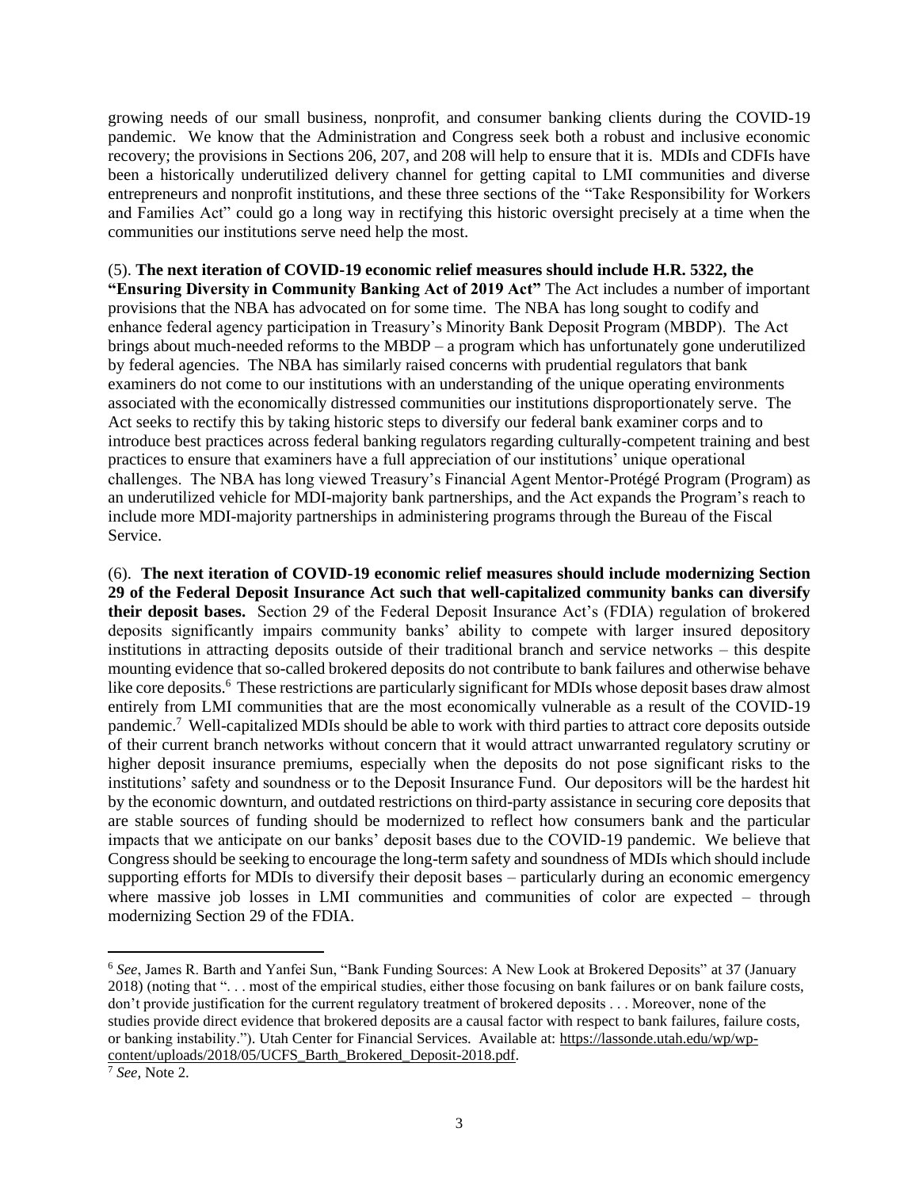growing needs of our small business, nonprofit, and consumer banking clients during the COVID-19 pandemic. We know that the Administration and Congress seek both a robust and inclusive economic recovery; the provisions in Sections 206, 207, and 208 will help to ensure that it is. MDIs and CDFIs have been a historically underutilized delivery channel for getting capital to LMI communities and diverse entrepreneurs and nonprofit institutions, and these three sections of the "Take Responsibility for Workers and Families Act" could go a long way in rectifying this historic oversight precisely at a time when the communities our institutions serve need help the most.

(5). **The next iteration of COVID-19 economic relief measures should include H.R. 5322, the "Ensuring Diversity in Community Banking Act of 2019 Act"** The Act includes a number of important provisions that the NBA has advocated on for some time. The NBA has long sought to codify and enhance federal agency participation in Treasury's Minority Bank Deposit Program (MBDP). The Act brings about much-needed reforms to the MBDP – a program which has unfortunately gone underutilized by federal agencies. The NBA has similarly raised concerns with prudential regulators that bank examiners do not come to our institutions with an understanding of the unique operating environments associated with the economically distressed communities our institutions disproportionately serve. The Act seeks to rectify this by taking historic steps to diversify our federal bank examiner corps and to introduce best practices across federal banking regulators regarding culturally-competent training and best practices to ensure that examiners have a full appreciation of our institutions' unique operational challenges. The NBA has long viewed Treasury's Financial Agent Mentor-Protégé Program (Program) as an underutilized vehicle for MDI-majority bank partnerships, and the Act expands the Program's reach to include more MDI-majority partnerships in administering programs through the Bureau of the Fiscal Service.

(6). **The next iteration of COVID-19 economic relief measures should include modernizing Section 29 of the Federal Deposit Insurance Act such that well-capitalized community banks can diversify their deposit bases.** Section 29 of the Federal Deposit Insurance Act's (FDIA) regulation of brokered deposits significantly impairs community banks' ability to compete with larger insured depository institutions in attracting deposits outside of their traditional branch and service networks – this despite mounting evidence that so-called brokered deposits do not contribute to bank failures and otherwise behave like core deposits.[6] These restrictions are particularly significant for MDIs whose deposit bases draw almost entirely from LMI communities that are the most economically vulnerable as a result of the COVID-19 pandemic.[7] Well-capitalized MDIs should be able to work with third parties to attract core deposits outside of their current branch networks without concern that it would attract unwarranted regulatory scrutiny or higher deposit insurance premiums, especially when the deposits do not pose significant risks to the institutions' safety and soundness or to the Deposit Insurance Fund. Our depositors will be the hardest hit by the economic downturn, and outdated restrictions on third-party assistance in securing core deposits that are stable sources of funding should be modernized to reflect how consumers bank and the particular impacts that we anticipate on our banks' deposit bases due to the COVID-19 pandemic. We believe that Congress should be seeking to encourage the long-term safety and soundness of MDIs which should include supporting efforts for MDIs to diversify their deposit bases – particularly during an economic emergency where massive job losses in LMI communities and communities of color are expected – through modernizing Section 29 of the FDIA.

---

[6] *See*, James R. Barth and Yanfei Sun, "Bank Funding Sources: A New Look at Brokered Deposits" at 37 (January 2018) (noting that ". . . most of the empirical studies, either those focusing on bank failures or on bank failure costs, don't provide justification for the current regulatory treatment of brokered deposits . . . Moreover, none of the studies provide direct evidence that brokered deposits are a causal factor with respect to bank failures, failure costs, or banking instability."). Utah Center for Financial Services. Available at: https://lassonde.utah.edu/wp/wp-content/uploads/2018/05/UCFS_Barth_Brokered_Deposit-2018.pdf.

[7] *See,* Note 2.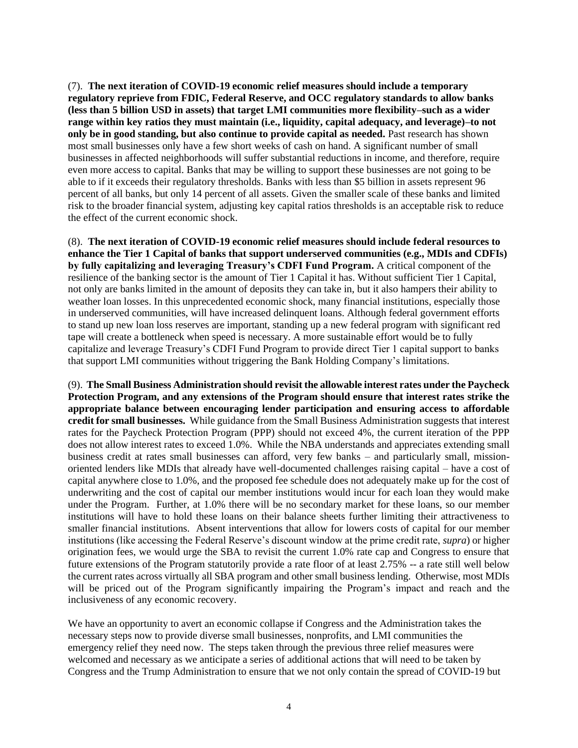(7). **The next iteration of COVID-19 economic relief measures should include a temporary regulatory reprieve from FDIC, Federal Reserve, and OCC regulatory standards to allow banks (less than 5 billion USD in assets) that target LMI communities more flexibility–such as a wider range within key ratios they must maintain (i.e., liquidity, capital adequacy, and leverage)–to not only be in good standing, but also continue to provide capital as needed.** Past research has shown most small businesses only have a few short weeks of cash on hand. A significant number of small businesses in affected neighborhoods will suffer substantial reductions in income, and therefore, require even more access to capital. Banks that may be willing to support these businesses are not going to be able to if it exceeds their regulatory thresholds. Banks with less than $5 billion in assets represent 96 percent of all banks, but only 14 percent of all assets. Given the smaller scale of these banks and limited risk to the broader financial system, adjusting key capital ratios thresholds is an acceptable risk to reduce the effect of the current economic shock.

(8). **The next iteration of COVID-19 economic relief measures should include federal resources to enhance the Tier 1 Capital of banks that support underserved communities (e.g., MDIs and CDFIs) by fully capitalizing and leveraging Treasury's CDFI Fund Program.** A critical component of the resilience of the banking sector is the amount of Tier 1 Capital it has. Without sufficient Tier 1 Capital, not only are banks limited in the amount of deposits they can take in, but it also hampers their ability to weather loan losses. In this unprecedented economic shock, many financial institutions, especially those in underserved communities, will have increased delinquent loans. Although federal government efforts to stand up new loan loss reserves are important, standing up a new federal program with significant red tape will create a bottleneck when speed is necessary. A more sustainable effort would be to fully capitalize and leverage Treasury's CDFI Fund Program to provide direct Tier 1 capital support to banks that support LMI communities without triggering the Bank Holding Company's limitations.

(9). **The Small Business Administration should revisit the allowable interest rates under the Paycheck Protection Program, and any extensions of the Program should ensure that interest rates strike the appropriate balance between encouraging lender participation and ensuring access to affordable credit for small businesses.** While guidance from the Small Business Administration suggests that interest rates for the Paycheck Protection Program (PPP) should not exceed 4%, the current iteration of the PPP does not allow interest rates to exceed 1.0%. While the NBA understands and appreciates extending small business credit at rates small businesses can afford, very few banks – and particularly small, mission-oriented lenders like MDIs that already have well-documented challenges raising capital – have a cost of capital anywhere close to 1.0%, and the proposed fee schedule does not adequately make up for the cost of underwriting and the cost of capital our member institutions would incur for each loan they would make under the Program. Further, at 1.0% there will be no secondary market for these loans, so our member institutions will have to hold these loans on their balance sheets further limiting their attractiveness to smaller financial institutions. Absent interventions that allow for lowers costs of capital for our member institutions (like accessing the Federal Reserve's discount window at the prime credit rate, *supra*) or higher origination fees, we would urge the SBA to revisit the current 1.0% rate cap and Congress to ensure that future extensions of the Program statutorily provide a rate floor of at least 2.75% -- a rate still well below the current rates across virtually all SBA program and other small business lending. Otherwise, most MDIs will be priced out of the Program significantly impairing the Program's impact and reach and the inclusiveness of any economic recovery.

We have an opportunity to avert an economic collapse if Congress and the Administration takes the necessary steps now to provide diverse small businesses, nonprofits, and LMI communities the emergency relief they need now. The steps taken through the previous three relief measures were welcomed and necessary as we anticipate a series of additional actions that will need to be taken by Congress and the Trump Administration to ensure that we not only contain the spread of COVID-19 but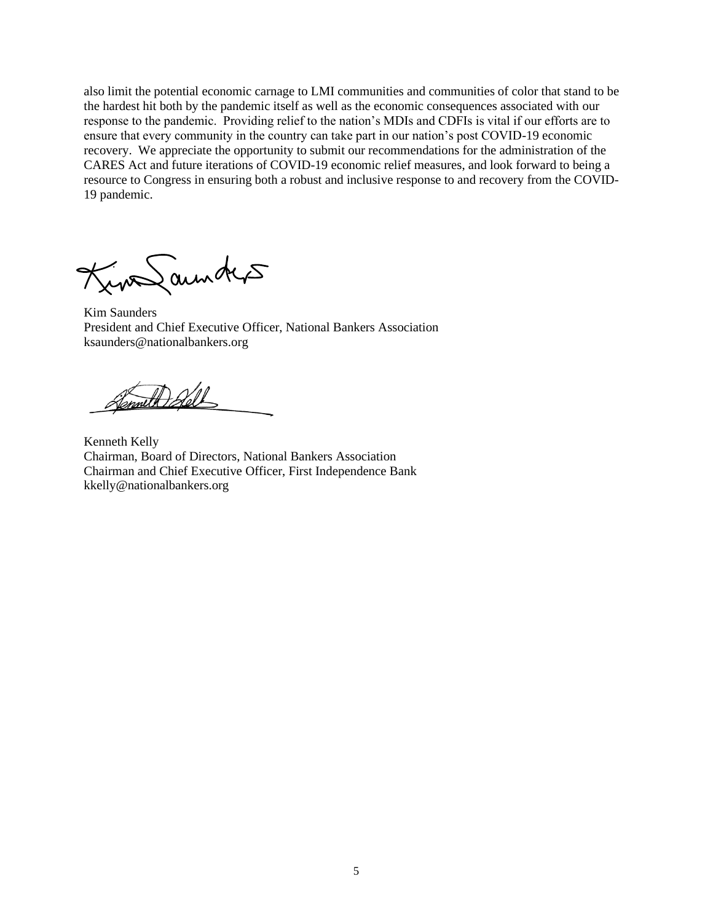also limit the potential economic carnage to LMI communities and communities of color that stand to be the hardest hit both by the pandemic itself as well as the economic consequences associated with our response to the pandemic. Providing relief to the nation's MDIs and CDFIs is vital if our efforts are to ensure that every community in the country can take part in our nation's post COVID-19 economic recovery. We appreciate the opportunity to submit our recommendations for the administration of the CARES Act and future iterations of COVID-19 economic relief measures, and look forward to being a resource to Congress in ensuring both a robust and inclusive response to and recovery from the COVID-19 pandemic.

Kim Saunders
President and Chief Executive Officer, National Bankers Association
ksaunders@nationalbankers.org

Kenneth Kelly
Chairman, Board of Directors, National Bankers Association
Chairman and Chief Executive Officer, First Independence Bank
kkelly@nationalbankers.org